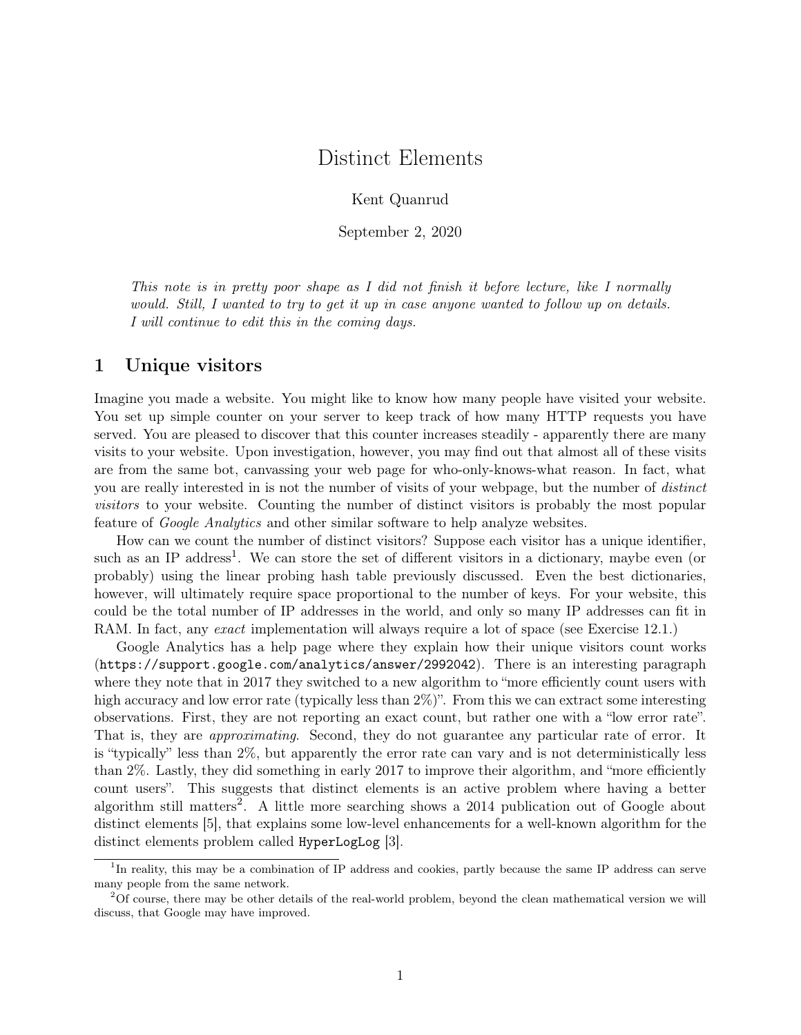# Distinct Elements

Kent Quanrud

September 2, 2020

*This note is in pretty poor shape as I did not finish it before lecture, like I normally would. Still, I wanted to try to get it up in case anyone wanted to follow up on details. I will continue to edit this in the coming days.*

## 1 Unique visitors

Imagine you made a website. You might like to know how many people have visited your website. You set up simple counter on your server to keep track of how many HTTP requests you have served. You are pleased to discover that this counter increases steadily - apparently there are many visits to your website. Upon investigation, however, you may find out that almost all of these visits are from the same bot, canvassing your web page for who-only-knows-what reason. In fact, what you are really interested in is not the number of visits of your webpage, but the number of *distinct visitors* to your website. Counting the number of distinct visitors is probably the most popular feature of *Google Analytics* and other similar software to help analyze websites.

How can we count the number of distinct visitors? Suppose each visitor has a unique identifier, such as an IP address[1]. We can store the set of different visitors in a dictionary, maybe even (or probably) using the linear probing hash table previously discussed. Even the best dictionaries, however, will ultimately require space proportional to the number of keys. For your website, this could be the total number of IP addresses in the world, and only so many IP addresses can fit in RAM. In fact, any *exact* implementation will always require a lot of space (see Exercise 12.1.)

Google Analytics has a help page where they explain how their unique visitors count works (`https://support.google.com/analytics/answer/2992042`). There is an interesting paragraph where they note that in 2017 they switched to a new algorithm to "more efficiently count users with high accuracy and low error rate (typically less than 2%)". From this we can extract some interesting observations. First, they are not reporting an exact count, but rather one with a "low error rate". That is, they are *approximating*. Second, they do not guarantee any particular rate of error. It is "typically" less than 2%, but apparently the error rate can vary and is not deterministically less than 2%. Lastly, they did something in early 2017 to improve their algorithm, and "more efficiently count users". This suggests that distinct elements is an active problem where having a better algorithm still matters[2]. A little more searching shows a 2014 publication out of Google about distinct elements [5], that explains some low-level enhancements for a well-known algorithm for the distinct elements problem called `HyperLogLog` [3].

[1] In reality, this may be a combination of IP address and cookies, partly because the same IP address can serve many people from the same network.

[2] Of course, there may be other details of the real-world problem, beyond the clean mathematical version we will discuss, that Google may have improved.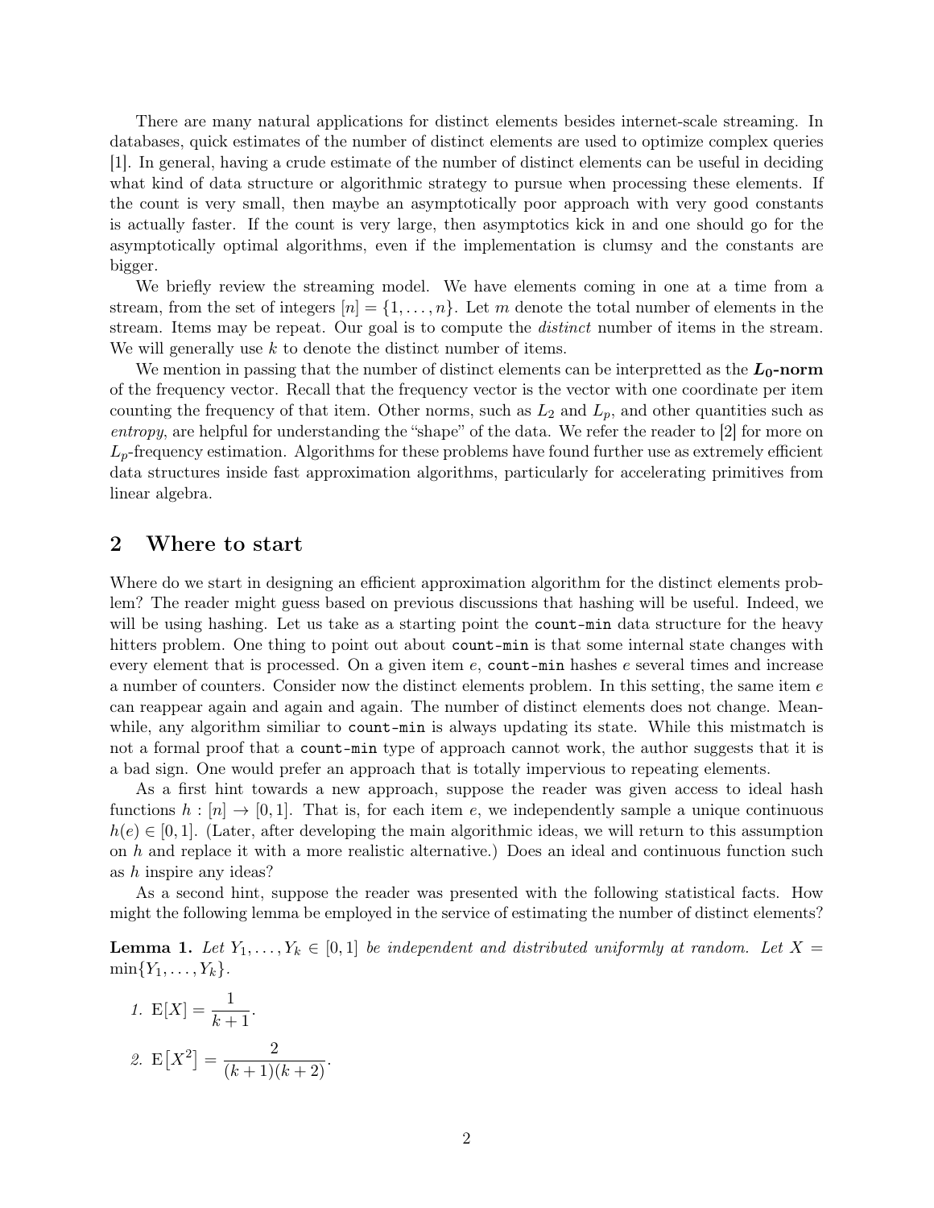There are many natural applications for distinct elements besides internet-scale streaming. In databases, quick estimates of the number of distinct elements are used to optimize complex queries [1]. In general, having a crude estimate of the number of distinct elements can be useful in deciding what kind of data structure or algorithmic strategy to pursue when processing these elements. If the count is very small, then maybe an asymptotically poor approach with very good constants is actually faster. If the count is very large, then asymptotics kick in and one should go for the asymptotically optimal algorithms, even if the implementation is clumsy and the constants are bigger.

We briefly review the streaming model. We have elements coming in one at a time from a stream, from the set of integers $[n] = \{1, \dots, n\}$. Let $m$ denote the total number of elements in the stream. Items may be repeat. Our goal is to compute the *distinct* number of items in the stream. We will generally use $k$ to denote the distinct number of items.

We mention in passing that the number of distinct elements can be interpretted as the $\boldsymbol{L_0}$**-norm** of the frequency vector. Recall that the frequency vector is the vector with one coordinate per item counting the frequency of that item. Other norms, such as $L_2$ and $L_p$, and other quantities such as *entropy*, are helpful for understanding the "shape" of the data. We refer the reader to [2] for more on $L_p$-frequency estimation. Algorithms for these problems have found further use as extremely efficient data structures inside fast approximation algorithms, particularly for accelerating primitives from linear algebra.

## 2 Where to start

Where do we start in designing an efficient approximation algorithm for the distinct elements problem? The reader might guess based on previous discussions that hashing will be useful. Indeed, we will be using hashing. Let us take as a starting point the `count-min` data structure for the heavy hitters problem. One thing to point out about `count-min` is that some internal state changes with every element that is processed. On a given item $e$, `count-min` hashes $e$ several times and increase a number of counters. Consider now the distinct elements problem. In this setting, the same item $e$ can reappear again and again and again. The number of distinct elements does not change. Meanwhile, any algorithm similiar to `count-min` is always updating its state. While this mistmatch is not a formal proof that a `count-min` type of approach cannot work, the author suggests that it is a bad sign. One would prefer an approach that is totally impervious to repeating elements.

As a first hint towards a new approach, suppose the reader was given access to ideal hash functions $h : [n] \to [0, 1]$. That is, for each item $e$, we independently sample a unique continuous $h(e) \in [0, 1]$. (Later, after developing the main algorithmic ideas, we will return to this assumption on $h$ and replace it with a more realistic alternative.) Does an ideal and continuous function such as $h$ inspire any ideas?

As a second hint, suppose the reader was presented with the following statistical facts. How might the following lemma be employed in the service of estimating the number of distinct elements?

**Lemma 1.** *Let $Y_1, \dots, Y_k \in [0, 1]$ be independent and distributed uniformly at random. Let $X = \min\{Y_1, \dots, Y_k\}$.*

1. $\mathrm{E}[X] = \dfrac{1}{k+1}$.
2. $\mathrm{E}\left[X^2\right] = \dfrac{2}{(k+1)(k+2)}$.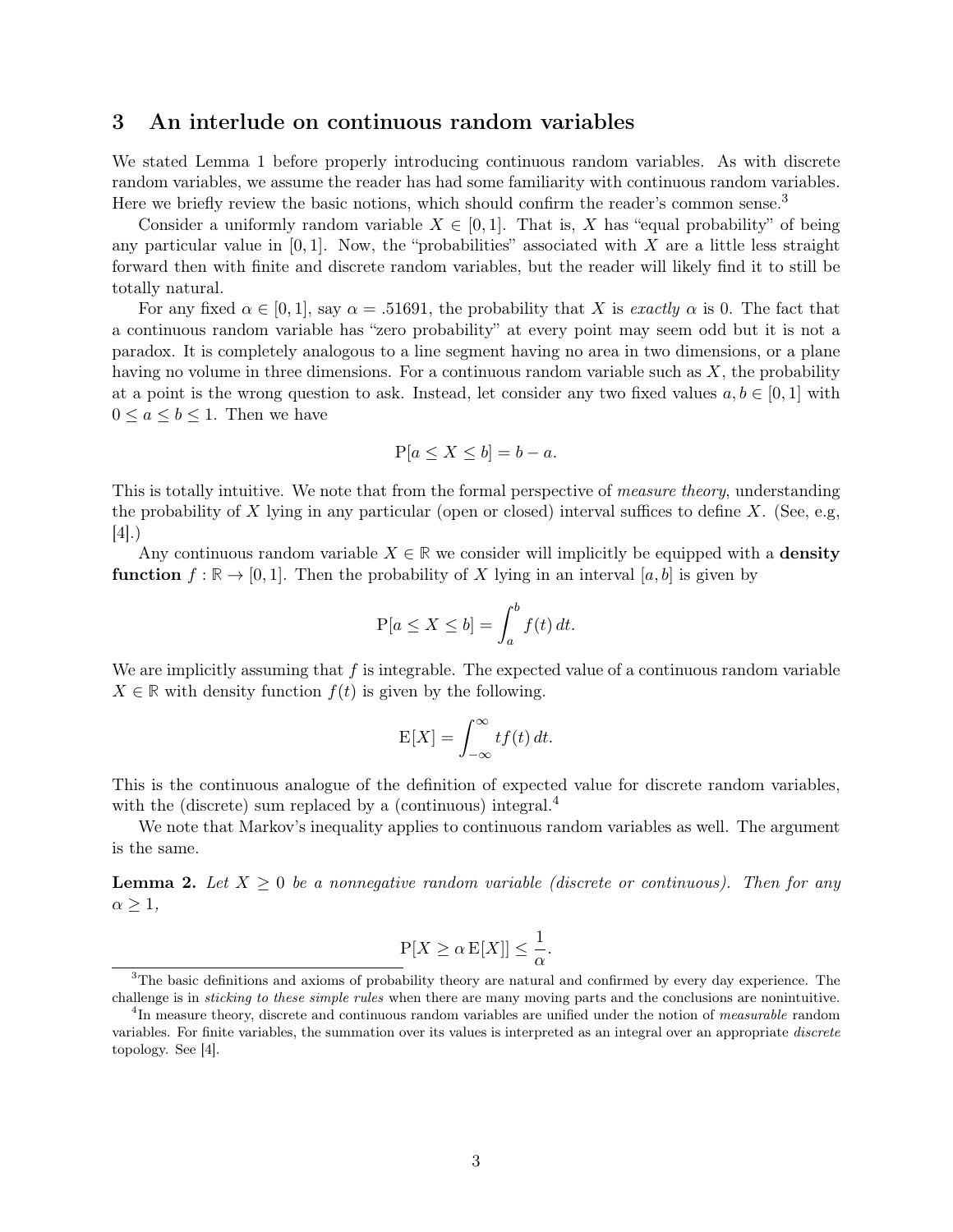## 3 An interlude on continuous random variables

We stated Lemma 1 before properly introducing continuous random variables. As with discrete random variables, we assume the reader has had some familiarity with continuous random variables. Here we briefly review the basic notions, which should confirm the reader's common sense.[3]

Consider a uniformly random variable $X \in [0, 1]$. That is, $X$ has "equal probability" of being any particular value in $[0, 1]$. Now, the "probabilities" associated with $X$ are a little less straight forward then with finite and discrete random variables, but the reader will likely find it to still be totally natural.

For any fixed $\alpha \in [0, 1]$, say $\alpha = .51691$, the probability that $X$ is *exactly* $\alpha$ is 0. The fact that a continuous random variable has "zero probability" at every point may seem odd but it is not a paradox. It is completely analogous to a line segment having no area in two dimensions, or a plane having no volume in three dimensions. For a continuous random variable such as $X$, the probability at a point is the wrong question to ask. Instead, let consider any two fixed values $a, b \in [0, 1]$ with $0 \leq a \leq b \leq 1$. Then we have

$$\mathrm{P}[a \leq X \leq b] = b - a.$$

This is totally intuitive. We note that from the formal perspective of *measure theory*, understanding the probability of $X$ lying in any particular (open or closed) interval suffices to define $X$. (See, e.g, [4].)

Any continuous random variable $X \in \mathbb{R}$ we consider will implicitly be equipped with a **density function** $f : \mathbb{R} \to [0, 1]$. Then the probability of $X$ lying in an interval $[a, b]$ is given by

$$\mathrm{P}[a \leq X \leq b] = \int_a^b f(t)\, dt.$$

We are implicitly assuming that $f$ is integrable. The expected value of a continuous random variable $X \in \mathbb{R}$ with density function $f(t)$ is given by the following.

$$\mathrm{E}[X] = \int_{-\infty}^{\infty} t f(t)\, dt.$$

This is the continuous analogue of the definition of expected value for discrete random variables, with the (discrete) sum replaced by a (continuous) integral.[4]

We note that Markov's inequality applies to continuous random variables as well. The argument is the same.

**Lemma 2.** *Let $X \geq 0$ be a nonnegative random variable (discrete or continuous). Then for any $\alpha \geq 1$,*

$$\mathrm{P}[X \geq \alpha\, \mathrm{E}[X]] \leq \frac{1}{\alpha}.$$

---

[3] The basic definitions and axioms of probability theory are natural and confirmed by every day experience. The challenge is in *sticking to these simple rules* when there are many moving parts and the conclusions are nonintuitive.

[4] In measure theory, discrete and continuous random variables are unified under the notion of *measurable* random variables. For finite variables, the summation over its values is interpreted as an integral over an appropriate *discrete* topology. See [4].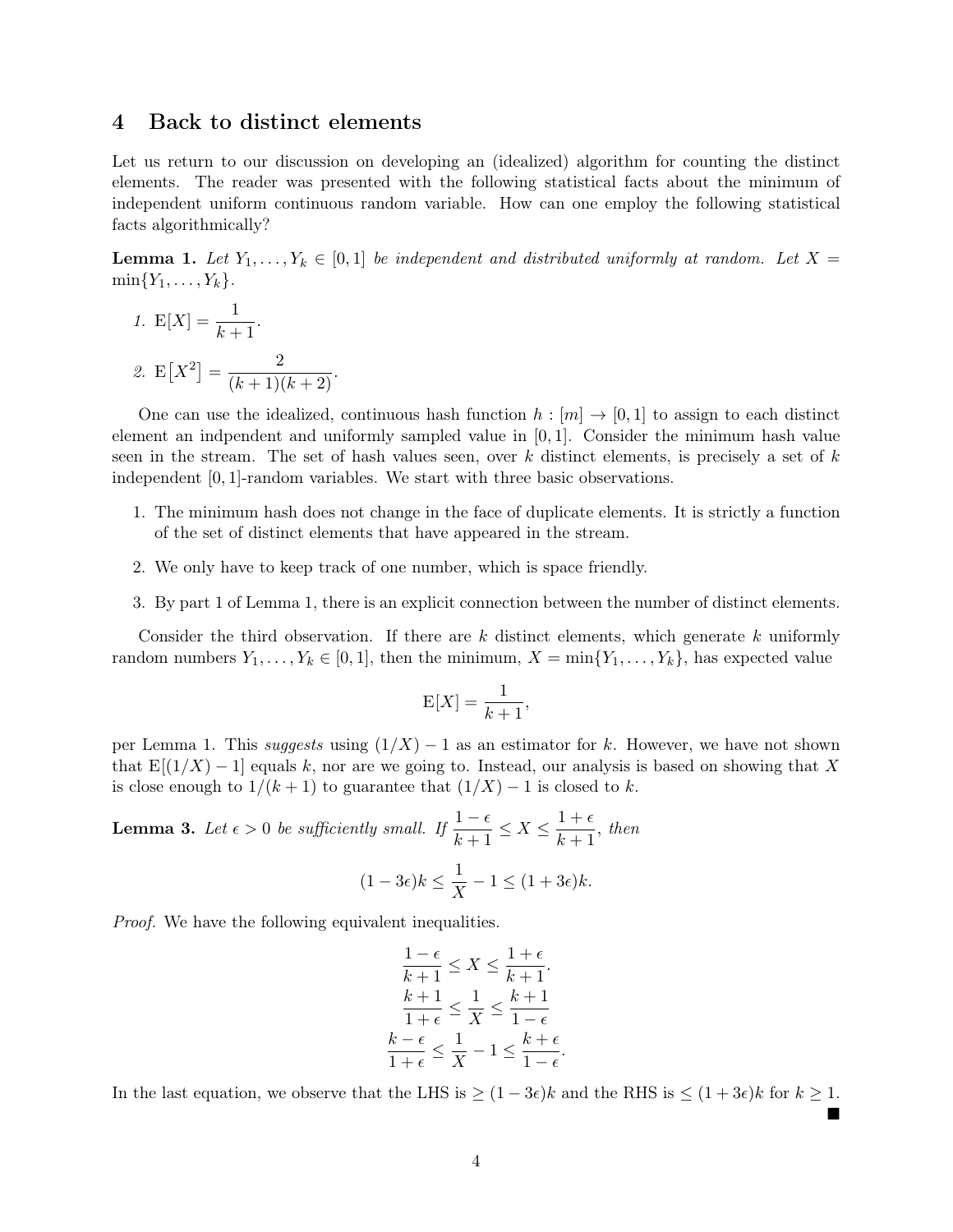## 4 Back to distinct elements

Let us return to our discussion on developing an (idealized) algorithm for counting the distinct elements. The reader was presented with the following statistical facts about the minimum of independent uniform continuous random variable. How can one employ the following statistical facts algorithmically?

**Lemma 1.** *Let $Y_1, \ldots, Y_k \in [0,1]$ be independent and distributed uniformly at random. Let $X = \min\{Y_1, \ldots, Y_k\}$.*

1. $\mathrm{E}[X] = \dfrac{1}{k+1}$.
2. $\mathrm{E}\left[X^2\right] = \dfrac{2}{(k+1)(k+2)}$.

One can use the idealized, continuous hash function $h : [m] \to [0,1]$ to assign to each distinct element an indpendent and uniformly sampled value in $[0,1]$. Consider the minimum hash value seen in the stream. The set of hash values seen, over $k$ distinct elements, is precisely a set of $k$ independent $[0,1]$-random variables. We start with three basic observations.

1. The minimum hash does not change in the face of duplicate elements. It is strictly a function of the set of distinct elements that have appeared in the stream.
2. We only have to keep track of one number, which is space friendly.
3. By part 1 of Lemma 1, there is an explicit connection between the number of distinct elements.

Consider the third observation. If there are $k$ distinct elements, which generate $k$ uniformly random numbers $Y_1, \ldots, Y_k \in [0,1]$, then the minimum, $X = \min\{Y_1, \ldots, Y_k\}$, has expected value

$$\mathrm{E}[X] = \frac{1}{k+1},$$

per Lemma 1. This *suggests* using $(1/X) - 1$ as an estimator for $k$. However, we have not shown that $\mathrm{E}[(1/X) - 1]$ equals $k$, nor are we going to. Instead, our analysis is based on showing that $X$ is close enough to $1/(k+1)$ to guarantee that $(1/X) - 1$ is closed to $k$.

**Lemma 3.** *Let $\epsilon > 0$ be sufficiently small. If $\dfrac{1-\epsilon}{k+1} \le X \le \dfrac{1+\epsilon}{k+1}$, then*

$$(1 - 3\epsilon)k \le \frac{1}{X} - 1 \le (1 + 3\epsilon)k.$$

*Proof.* We have the following equivalent inequalities.

$$\frac{1-\epsilon}{k+1} \le X \le \frac{1+\epsilon}{k+1}.$$

$$\frac{k+1}{1+\epsilon} \le \frac{1}{X} \le \frac{k+1}{1-\epsilon}$$

$$\frac{k-\epsilon}{1+\epsilon} \le \frac{1}{X} - 1 \le \frac{k+\epsilon}{1-\epsilon}.$$

In the last equation, we observe that the LHS is $\ge (1 - 3\epsilon)k$ and the RHS is $\le (1 + 3\epsilon)k$ for $k \ge 1$. ∎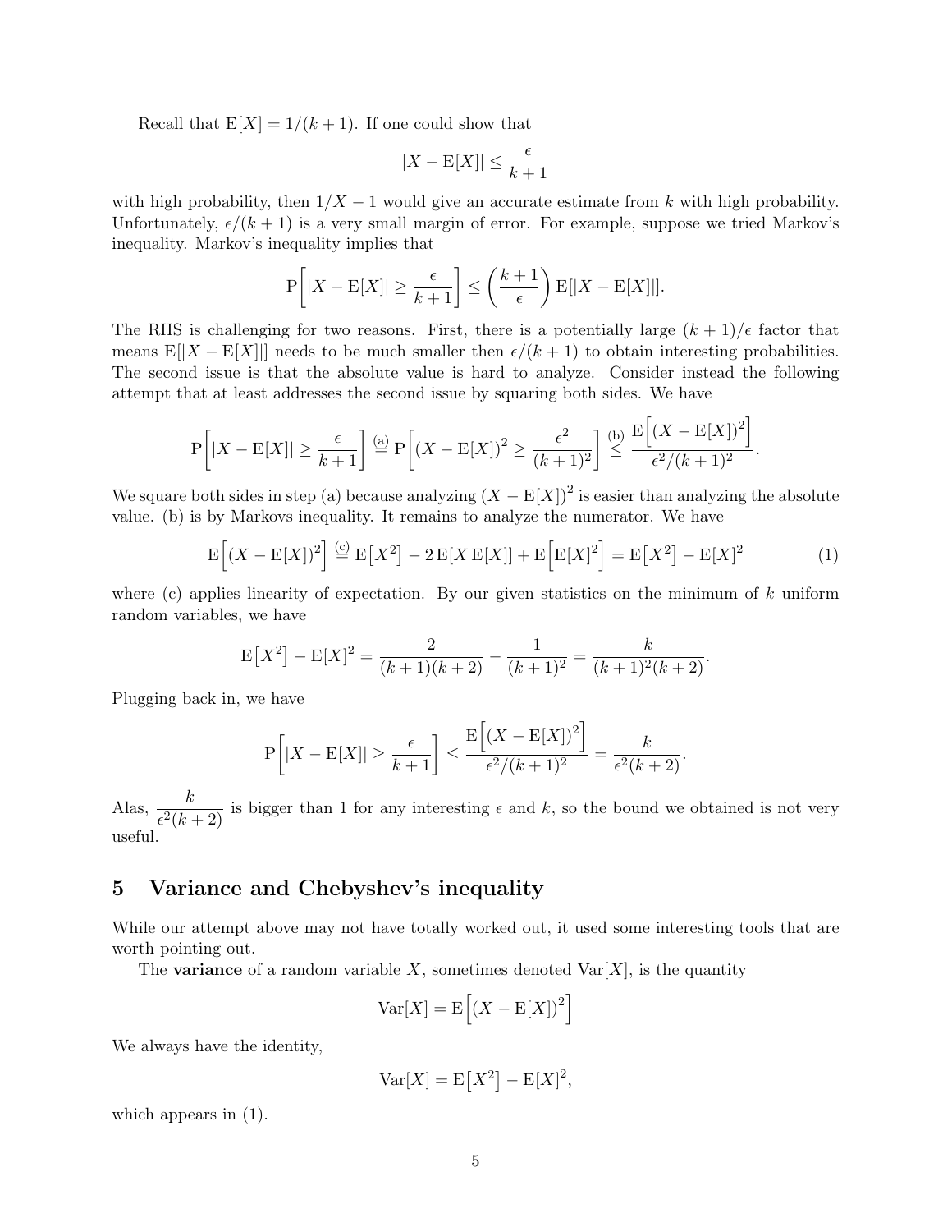Recall that $\mathrm{E}[X] = 1/(k+1)$. If one could show that

$$|X - \mathrm{E}[X]| \leq \frac{\epsilon}{k+1}$$

with high probability, then $1/X - 1$ would give an accurate estimate from $k$ with high probability. Unfortunately, $\epsilon/(k+1)$ is a very small margin of error. For example, suppose we tried Markov's inequality. Markov's inequality implies that

$$\mathrm{P}\left[|X - \mathrm{E}[X]| \geq \frac{\epsilon}{k+1}\right] \leq \left(\frac{k+1}{\epsilon}\right) \mathrm{E}[|X - \mathrm{E}[X]|].$$

The RHS is challenging for two reasons. First, there is a potentially large $(k+1)/\epsilon$ factor that means $\mathrm{E}[|X - \mathrm{E}[X]|]$ needs to be much smaller then $\epsilon/(k+1)$ to obtain interesting probabilities. The second issue is that the absolute value is hard to analyze. Consider instead the following attempt that at least addresses the second issue by squaring both sides. We have

$$\mathrm{P}\left[|X - \mathrm{E}[X]| \geq \frac{\epsilon}{k+1}\right] \overset{\text{(a)}}{=} \mathrm{P}\left[(X - \mathrm{E}[X])^2 \geq \frac{\epsilon^2}{(k+1)^2}\right] \overset{\text{(b)}}{\leq} \frac{\mathrm{E}\left[(X - \mathrm{E}[X])^2\right]}{\epsilon^2/(k+1)^2}.$$

We square both sides in step (a) because analyzing $(X - \mathrm{E}[X])^2$ is easier than analyzing the absolute value. (b) is by Markovs inequality. It remains to analyze the numerator. We have

$$\mathrm{E}\left[(X - \mathrm{E}[X])^2\right] \overset{\text{(c)}}{=} \mathrm{E}\left[X^2\right] - 2\,\mathrm{E}[X\,\mathrm{E}[X]] + \mathrm{E}\left[\mathrm{E}[X]^2\right] = \mathrm{E}\left[X^2\right] - \mathrm{E}[X]^2 \tag{1}$$

where (c) applies linearity of expectation. By our given statistics on the minimum of $k$ uniform random variables, we have

$$\mathrm{E}\left[X^2\right] - \mathrm{E}[X]^2 = \frac{2}{(k+1)(k+2)} - \frac{1}{(k+1)^2} = \frac{k}{(k+1)^2(k+2)}.$$

Plugging back in, we have

$$\mathrm{P}\left[|X - \mathrm{E}[X]| \geq \frac{\epsilon}{k+1}\right] \leq \frac{\mathrm{E}\left[(X - \mathrm{E}[X])^2\right]}{\epsilon^2/(k+1)^2} = \frac{k}{\epsilon^2(k+2)}.$$

Alas, $\dfrac{k}{\epsilon^2(k+2)}$ is bigger than 1 for any interesting $\epsilon$ and $k$, so the bound we obtained is not very useful.

## 5 Variance and Chebyshev's inequality

While our attempt above may not have totally worked out, it used some interesting tools that are worth pointing out.

The **variance** of a random variable $X$, sometimes denoted $\mathrm{Var}[X]$, is the quantity

$$\mathrm{Var}[X] = \mathrm{E}\left[(X - \mathrm{E}[X])^2\right]$$

We always have the identity,

$$\mathrm{Var}[X] = \mathrm{E}\left[X^2\right] - \mathrm{E}[X]^2,$$

which appears in (1).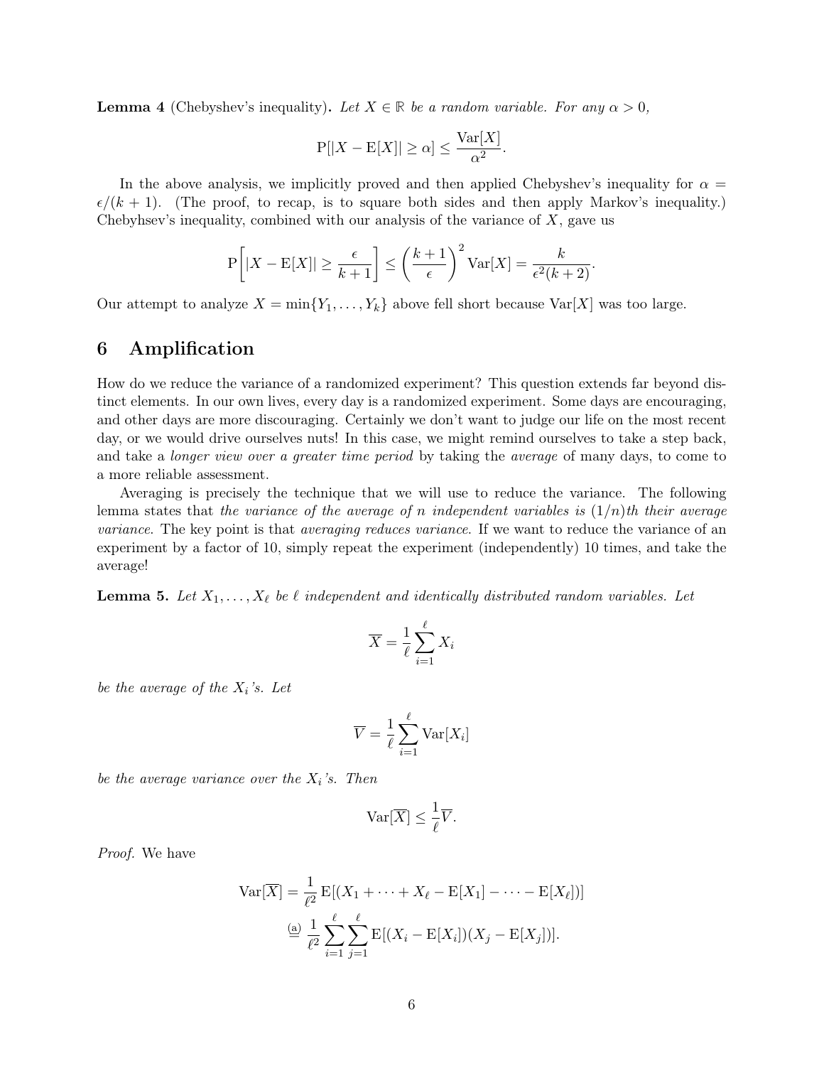**Lemma 4** (Chebyshev's inequality)**.** *Let $X \in \mathbb{R}$ be a random variable. For any $\alpha > 0$,*

$$\mathrm{P}[|X - \mathrm{E}[X]| \geq \alpha] \leq \frac{\mathrm{Var}[X]}{\alpha^2}.$$

In the above analysis, we implicitly proved and then applied Chebyshev's inequality for $\alpha = \epsilon/(k+1)$. (The proof, to recap, is to square both sides and then apply Markov's inequality.) Chebyhsev's inequality, combined with our analysis of the variance of $X$, gave us

$$\mathrm{P}\left[|X - \mathrm{E}[X]| \geq \frac{\epsilon}{k+1}\right] \leq \left(\frac{k+1}{\epsilon}\right)^2 \mathrm{Var}[X] = \frac{k}{\epsilon^2(k+2)}.$$

Our attempt to analyze $X = \min\{Y_1, \ldots, Y_k\}$ above fell short because $\mathrm{Var}[X]$ was too large.

## 6 Amplification

How do we reduce the variance of a randomized experiment? This question extends far beyond distinct elements. In our own lives, every day is a randomized experiment. Some days are encouraging, and other days are more discouraging. Certainly we don't want to judge our life on the most recent day, or we would drive ourselves nuts! In this case, we might remind ourselves to take a step back, and take a *longer view over a greater time period* by taking the *average* of many days, to come to a more reliable assessment.

Averaging is precisely the technique that we will use to reduce the variance. The following lemma states that *the variance of the average of $n$ independent variables is $(1/n)$th their average variance*. The key point is that *averaging reduces variance*. If we want to reduce the variance of an experiment by a factor of 10, simply repeat the experiment (independently) 10 times, and take the average!

**Lemma 5.** *Let $X_1, \ldots, X_\ell$ be $\ell$ independent and identically distributed random variables. Let*

$$\overline{X} = \frac{1}{\ell}\sum_{i=1}^{\ell} X_i$$

*be the average of the $X_i$'s. Let*

$$\overline{V} = \frac{1}{\ell}\sum_{i=1}^{\ell} \mathrm{Var}[X_i]$$

*be the average variance over the $X_i$'s. Then*

$$\mathrm{Var}[\overline{X}] \leq \frac{1}{\ell}\overline{V}.$$

*Proof.* We have

$$\begin{aligned}
\mathrm{Var}[\overline{X}] &= \frac{1}{\ell^2}\,\mathrm{E}[(X_1 + \cdots + X_\ell - \mathrm{E}[X_1] - \cdots - \mathrm{E}[X_\ell])] \\
&\overset{(a)}{=} \frac{1}{\ell^2}\sum_{i=1}^{\ell}\sum_{j=1}^{\ell} \mathrm{E}[(X_i - \mathrm{E}[X_i])(X_j - \mathrm{E}[X_j])].
\end{aligned}$$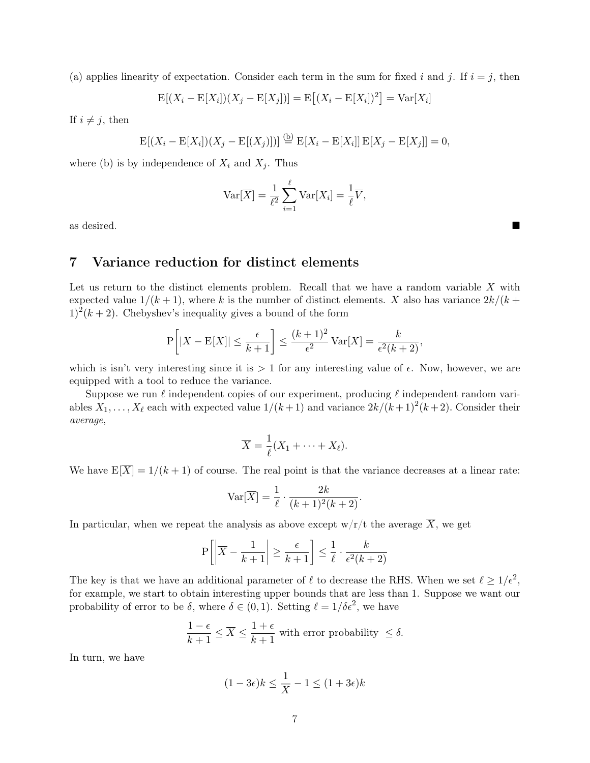(a) applies linearity of expectation. Consider each term in the sum for fixed $i$ and $j$. If $i = j$, then

$$\mathrm{E}[(X_i - \mathrm{E}[X_i])(X_j - \mathrm{E}[X_j])] = \mathrm{E}\big[(X_i - \mathrm{E}[X_i])^2\big] = \mathrm{Var}[X_i]$$

If $i \neq j$, then

$$\mathrm{E}[(X_i - \mathrm{E}[X_i])(X_j - \mathrm{E}[(X_j)])] \overset{(b)}{=} \mathrm{E}[X_i - \mathrm{E}[X_i]]\,\mathrm{E}[X_j - \mathrm{E}[X_j]] = 0,$$

where (b) is by independence of $X_i$ and $X_j$. Thus

$$\mathrm{Var}[\overline{X}] = \frac{1}{\ell^2}\sum_{i=1}^{\ell}\mathrm{Var}[X_i] = \frac{1}{\ell}\overline{V},$$

as desired. ∎

## 7 Variance reduction for distinct elements

Let us return to the distinct elements problem. Recall that we have a random variable $X$ with expected value $1/(k+1)$, where $k$ is the number of distinct elements. $X$ also has variance $2k/(k+1)^2(k+2)$. Chebyshev's inequality gives a bound of the form

$$\mathrm{P}\left[|X - \mathrm{E}[X]| \leq \frac{\epsilon}{k+1}\right] \leq \frac{(k+1)^2}{\epsilon^2}\mathrm{Var}[X] = \frac{k}{\epsilon^2(k+2)},$$

which is isn't very interesting since it is $> 1$ for any interesting value of $\epsilon$. Now, however, we are equipped with a tool to reduce the variance.

Suppose we run $\ell$ independent copies of our experiment, producing $\ell$ independent random variables $X_1, \dots, X_\ell$ each with expected value $1/(k+1)$ and variance $2k/(k+1)^2(k+2)$. Consider their *average*,

$$\overline{X} = \frac{1}{\ell}(X_1 + \cdots + X_\ell).$$

We have $\mathrm{E}[\overline{X}] = 1/(k+1)$ of course. The real point is that the variance decreases at a linear rate:

$$\mathrm{Var}[\overline{X}] = \frac{1}{\ell}\cdot\frac{2k}{(k+1)^2(k+2)}.$$

In particular, when we repeat the analysis as above except w/r/t the average $\overline{X}$, we get

$$\mathrm{P}\left[\left|\overline{X} - \frac{1}{k+1}\right| \geq \frac{\epsilon}{k+1}\right] \leq \frac{1}{\ell}\cdot\frac{k}{\epsilon^2(k+2)}$$

The key is that we have an additional parameter of $\ell$ to decrease the RHS. When we set $\ell \geq 1/\epsilon^2$, for example, we start to obtain interesting upper bounds that are less than 1. Suppose we want our probability of error to be $\delta$, where $\delta \in (0,1)$. Setting $\ell = 1/\delta\epsilon^2$, we have

$$\frac{1-\epsilon}{k+1} \leq \overline{X} \leq \frac{1+\epsilon}{k+1} \text{ with error probability } \leq \delta.$$

In turn, we have

$$(1-3\epsilon)k \leq \frac{1}{\overline{X}} - 1 \leq (1+3\epsilon)k$$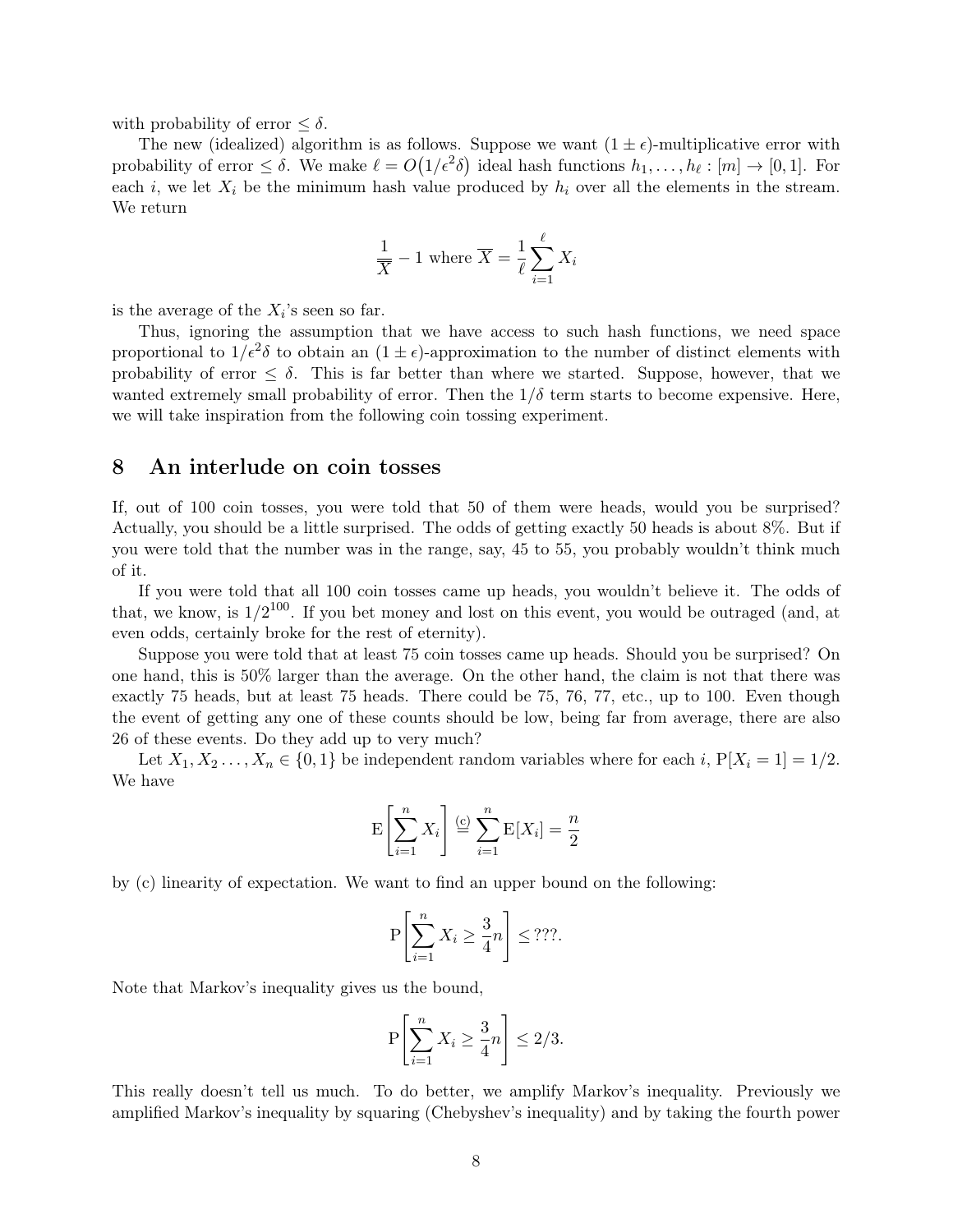with probability of error $\leq \delta$.

The new (idealized) algorithm is as follows. Suppose we want $(1 \pm \epsilon)$-multiplicative error with probability of error $\leq \delta$. We make $\ell = O(1/\epsilon^2\delta)$ ideal hash functions $h_1, \ldots, h_\ell : [m] \to [0,1]$. For each $i$, we let $X_i$ be the minimum hash value produced by $h_i$ over all the elements in the stream. We return

$$\frac{1}{\overline{X}} - 1 \text{ where } \overline{X} = \frac{1}{\ell}\sum_{i=1}^{\ell} X_i$$

is the average of the $X_i$'s seen so far.

Thus, ignoring the assumption that we have access to such hash functions, we need space proportional to $1/\epsilon^2\delta$ to obtain an $(1 \pm \epsilon)$-approximation to the number of distinct elements with probability of error $\leq \delta$. This is far better than where we started. Suppose, however, that we wanted extremely small probability of error. Then the $1/\delta$ term starts to become expensive. Here, we will take inspiration from the following coin tossing experiment.

## 8 An interlude on coin tosses

If, out of 100 coin tosses, you were told that 50 of them were heads, would you be surprised? Actually, you should be a little surprised. The odds of getting exactly 50 heads is about 8%. But if you were told that the number was in the range, say, 45 to 55, you probably wouldn't think much of it.

If you were told that all 100 coin tosses came up heads, you wouldn't believe it. The odds of that, we know, is $1/2^{100}$. If you bet money and lost on this event, you would be outraged (and, at even odds, certainly broke for the rest of eternity).

Suppose you were told that at least 75 coin tosses came up heads. Should you be surprised? On one hand, this is 50% larger than the average. On the other hand, the claim is not that there was exactly 75 heads, but at least 75 heads. There could be 75, 76, 77, etc., up to 100. Even though the event of getting any one of these counts should be low, being far from average, there are also 26 of these events. Do they add up to very much?

Let $X_1, X_2 \ldots, X_n \in \{0,1\}$ be independent random variables where for each $i$, $\mathrm{P}[X_i = 1] = 1/2$. We have

$$\mathrm{E}\left[\sum_{i=1}^{n} X_i\right] \overset{\text{(c)}}{=} \sum_{i=1}^{n} \mathrm{E}[X_i] = \frac{n}{2}$$

by (c) linearity of expectation. We want to find an upper bound on the following:

$$\mathrm{P}\left[\sum_{i=1}^{n} X_i \geq \frac{3}{4}n\right] \leq ???.$$

Note that Markov's inequality gives us the bound,

$$\mathrm{P}\left[\sum_{i=1}^{n} X_i \geq \frac{3}{4}n\right] \leq 2/3.$$

This really doesn't tell us much. To do better, we amplify Markov's inequality. Previously we amplified Markov's inequality by squaring (Chebyshev's inequality) and by taking the fourth power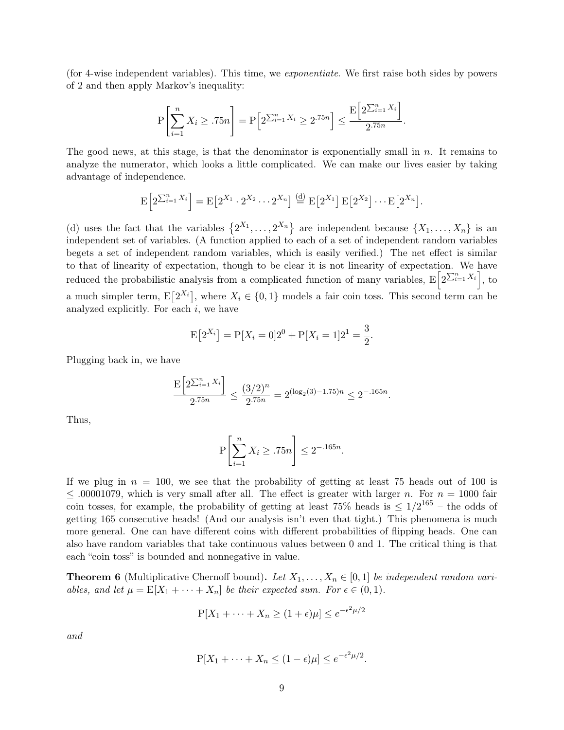(for 4-wise independent variables). This time, we *exponentiate*. We first raise both sides by powers of 2 and then apply Markov's inequality:

$$\mathrm{P}\left[\sum_{i=1}^{n} X_i \geq .75n\right] = \mathrm{P}\left[2^{\sum_{i=1}^{n} X_i} \geq 2^{.75n}\right] \leq \frac{\mathrm{E}\left[2^{\sum_{i=1}^{n} X_i}\right]}{2^{.75n}}.$$

The good news, at this stage, is that the denominator is exponentially small in $n$. It remains to analyze the numerator, which looks a little complicated. We can make our lives easier by taking advantage of independence.

$$\mathrm{E}\left[2^{\sum_{i=1}^{n} X_i}\right] = \mathrm{E}\left[2^{X_1} \cdot 2^{X_2} \cdots 2^{X_n}\right] \overset{\text{(d)}}{=} \mathrm{E}\left[2^{X_1}\right] \mathrm{E}\left[2^{X_2}\right] \cdots \mathrm{E}\left[2^{X_n}\right].$$

(d) uses the fact that the variables $\left\{2^{X_1}, \ldots, 2^{X_n}\right\}$ are independent because $\{X_1, \ldots, X_n\}$ is an independent set of variables. (A function applied to each of a set of independent random variables begets a set of independent random variables, which is easily verified.) The net effect is similar to that of linearity of expectation, though to be clear it is not linearity of expectation. We have reduced the probabilistic analysis from a complicated function of many variables, $\mathrm{E}\left[2^{\sum_{i=1}^{n} X_i}\right]$, to a much simpler term, $\mathrm{E}\left[2^{X_i}\right]$, where $X_i \in \{0, 1\}$ models a fair coin toss. This second term can be analyzed explicitly. For each $i$, we have

$$\mathrm{E}\left[2^{X_i}\right] = \mathrm{P}[X_i = 0]2^0 + \mathrm{P}[X_i = 1]2^1 = \frac{3}{2}.$$

Plugging back in, we have

$$\frac{\mathrm{E}\left[2^{\sum_{i=1}^{n} X_i}\right]}{2^{.75n}} \leq \frac{(3/2)^n}{2^{.75n}} = 2^{(\log_2(3) - 1.75)n} \leq 2^{-.165n}.$$

Thus,

$$\mathrm{P}\left[\sum_{i=1}^{n} X_i \geq .75n\right] \leq 2^{-.165n}.$$

If we plug in $n = 100$, we see that the probability of getting at least 75 heads out of 100 is $\leq .00001079$, which is very small after all. The effect is greater with larger $n$. For $n = 1000$ fair coin tosses, for example, the probability of getting at least 75% heads is $\leq 1/2^{165}$ – the odds of getting 165 consecutive heads! (And our analysis isn't even that tight.) This phenomena is much more general. One can have different coins with different probabilities of flipping heads. One can also have random variables that take continuous values between 0 and 1. The critical thing is that each "coin toss" is bounded and nonnegative in value.

**Theorem 6** (Multiplicative Chernoff bound)**.** *Let $X_1, \ldots, X_n \in [0, 1]$ be independent random variables, and let $\mu = \mathrm{E}[X_1 + \cdots + X_n]$ be their expected sum. For $\epsilon \in (0, 1)$.*

$$\mathrm{P}[X_1 + \cdots + X_n \geq (1 + \epsilon)\mu] \leq e^{-\epsilon^2 \mu / 2}$$

*and*

$$\mathrm{P}[X_1 + \cdots + X_n \leq (1 - \epsilon)\mu] \leq e^{-\epsilon^2 \mu / 2}.$$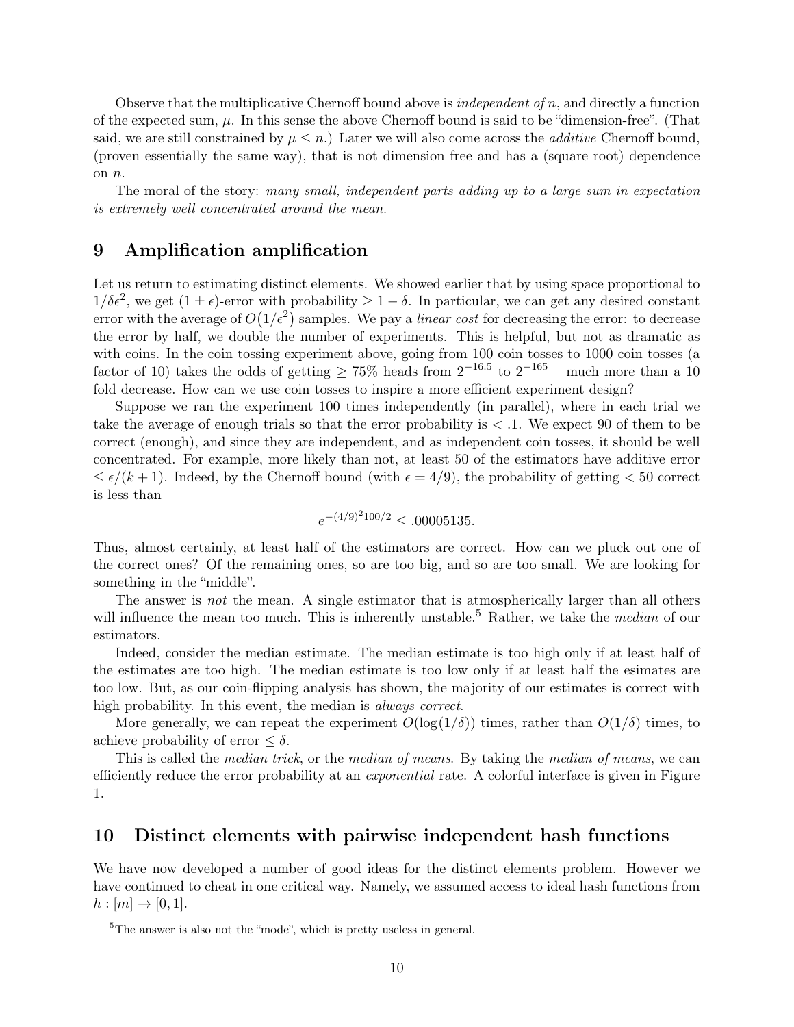Observe that the multiplicative Chernoff bound above is *independent of* $n$, and directly a function of the expected sum, $\mu$. In this sense the above Chernoff bound is said to be "dimension-free". (That said, we are still constrained by $\mu \leq n$.) Later we will also come across the *additive* Chernoff bound, (proven essentially the same way), that is not dimension free and has a (square root) dependence on $n$.

The moral of the story: *many small, independent parts adding up to a large sum in expectation is extremely well concentrated around the mean.*

## 9 Amplification amplification

Let us return to estimating distinct elements. We showed earlier that by using space proportional to $1/\delta\epsilon^2$, we get $(1 \pm \epsilon)$-error with probability $\geq 1 - \delta$. In particular, we can get any desired constant error with the average of $O(1/\epsilon^2)$ samples. We pay a *linear cost* for decreasing the error: to decrease the error by half, we double the number of experiments. This is helpful, but not as dramatic as with coins. In the coin tossing experiment above, going from 100 coin tosses to 1000 coin tosses (a factor of 10) takes the odds of getting $\geq 75\%$ heads from $2^{-16.5}$ to $2^{-165}$ – much more than a 10 fold decrease. How can we use coin tosses to inspire a more efficient experiment design?

Suppose we ran the experiment 100 times independently (in parallel), where in each trial we take the average of enough trials so that the error probability is $< .1$. We expect 90 of them to be correct (enough), and since they are independent, and as independent coin tosses, it should be well concentrated. For example, more likely than not, at least 50 of the estimators have additive error $\leq \epsilon/(k+1)$. Indeed, by the Chernoff bound (with $\epsilon = 4/9$), the probability of getting $< 50$ correct is less than

$$e^{-(4/9)^2 100/2} \leq .00005135.$$

Thus, almost certainly, at least half of the estimators are correct. How can we pluck out one of the correct ones? Of the remaining ones, so are too big, and so are too small. We are looking for something in the "middle".

The answer is *not* the mean. A single estimator that is atmospherically larger than all others will influence the mean too much. This is inherently unstable.[5] Rather, we take the *median* of our estimators.

Indeed, consider the median estimate. The median estimate is too high only if at least half of the estimates are too high. The median estimate is too low only if at least half the esimates are too low. But, as our coin-flipping analysis has shown, the majority of our estimates is correct with high probability. In this event, the median is *always correct.*

More generally, we can repeat the experiment $O(\log(1/\delta))$ times, rather than $O(1/\delta)$ times, to achieve probability of error $\leq \delta$.

This is called the *median trick*, or the *median of means*. By taking the *median of means*, we can efficiently reduce the error probability at an *exponential* rate. A colorful interface is given in Figure 1.

## 10 Distinct elements with pairwise independent hash functions

We have now developed a number of good ideas for the distinct elements problem. However we have continued to cheat in one critical way. Namely, we assumed access to ideal hash functions from $h : [m] \to [0, 1]$.

[5] The answer is also not the "mode", which is pretty useless in general.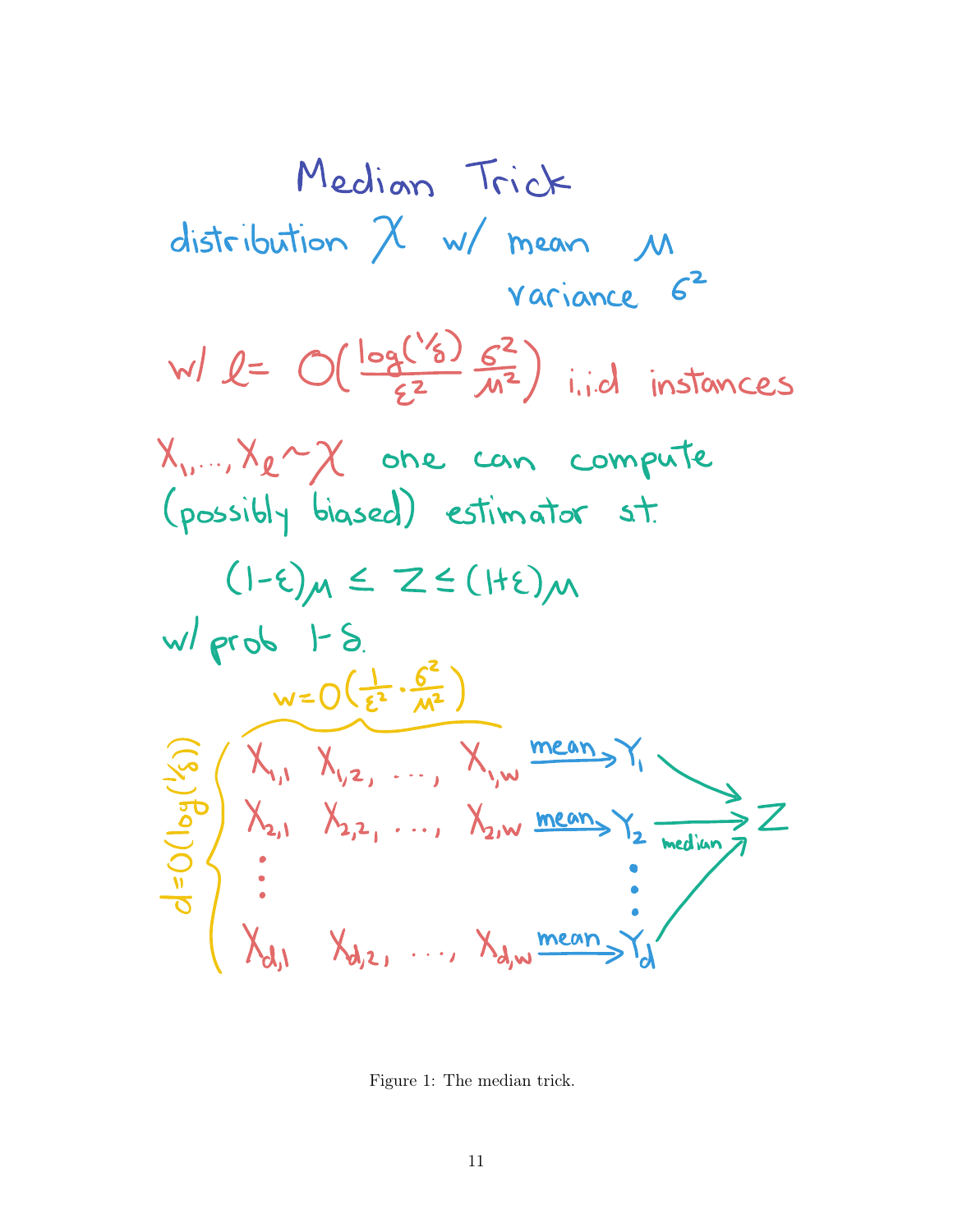# Median Trick

distribution $\chi$ w/ mean $\mu$
variance $\sigma^2$

w/ $\ell = O\left(\frac{\log(1/\delta)}{\varepsilon^2} \frac{\sigma^2}{\mu^2}\right)$ i.i.d instances

$X_1, \ldots, X_\ell \sim \chi$ one can compute (possibly biased) estimator s.t.

$$(1-\varepsilon)\mu \leq Z \leq (1+\varepsilon)\mu$$

w/ prob $1-\delta$.

$w = O\left(\frac{1}{\varepsilon^2} \cdot \frac{\sigma^2}{\mu^2}\right)$

$d = O(\log(1/\delta))$

$$\begin{array}{llll} X_{1,1} & X_{1,2}, & \ldots, & X_{1,w} \xrightarrow{\text{mean}} Y_1 \\ X_{2,1} & X_{2,2}, & \ldots, & X_{2,w} \xrightarrow{\text{mean}} Y_2 \\ \vdots & & & \vdots \\ X_{d,1} & X_{d,2}, & \ldots, & X_{d,w} \xrightarrow{\text{mean}} Y_d \end{array} \xrightarrow{\text{median}} Z$$

Figure 1: The median trick.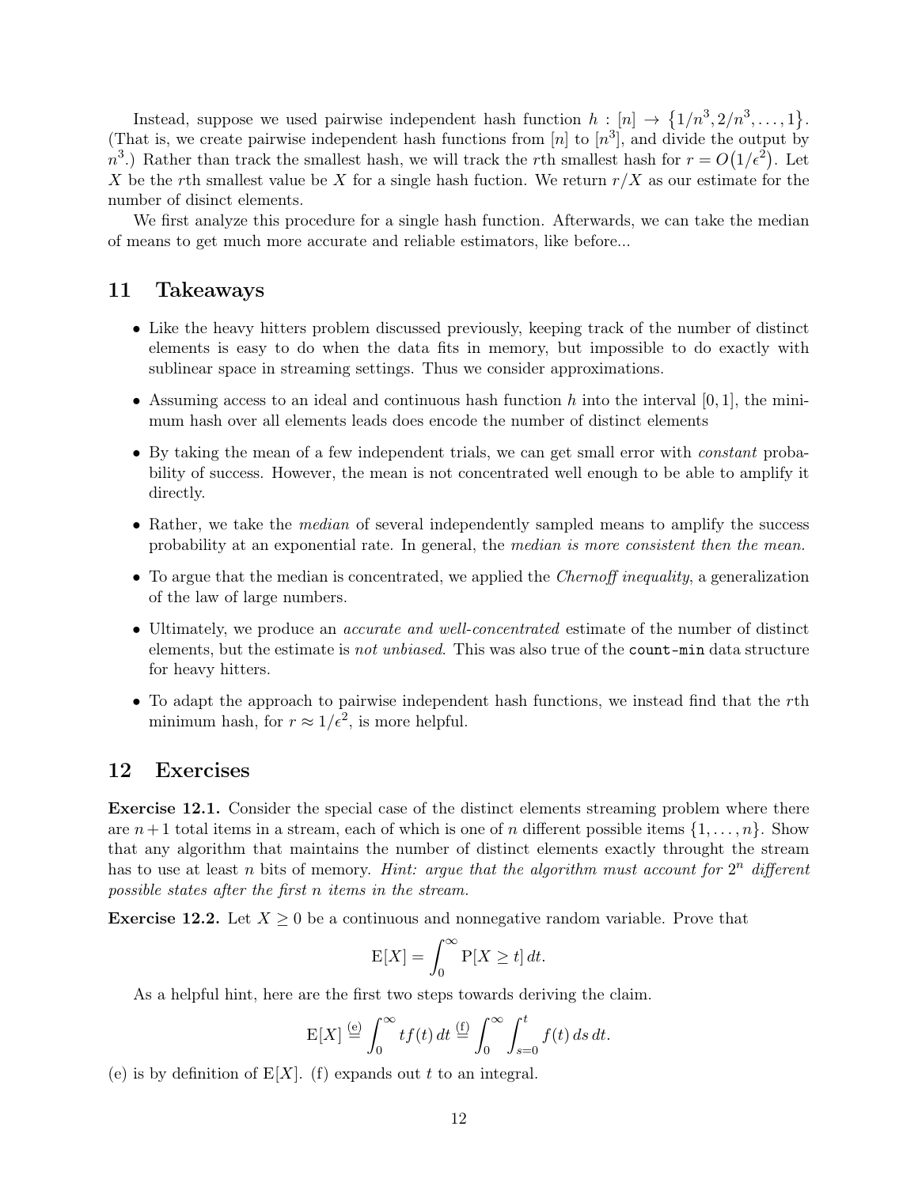Instead, suppose we used pairwise independent hash function $h : [n] \to \{1/n^3, 2/n^3, \ldots, 1\}$. (That is, we create pairwise independent hash functions from $[n]$ to $[n^3]$, and divide the output by $n^3$.) Rather than track the smallest hash, we will track the $r$th smallest hash for $r = O(1/\epsilon^2)$. Let $X$ be the $r$th smallest value be $X$ for a single hash fuction. We return $r/X$ as our estimate for the number of disinct elements.

We first analyze this procedure for a single hash function. Afterwards, we can take the median of means to get much more accurate and reliable estimators, like before...

## 11 Takeaways

- Like the heavy hitters problem discussed previously, keeping track of the number of distinct elements is easy to do when the data fits in memory, but impossible to do exactly with sublinear space in streaming settings. Thus we consider approximations.
- Assuming access to an ideal and continuous hash function $h$ into the interval $[0, 1]$, the minimum hash over all elements leads does encode the number of distinct elements
- By taking the mean of a few independent trials, we can get small error with *constant* probability of success. However, the mean is not concentrated well enough to be able to amplify it directly.
- Rather, we take the *median* of several independently sampled means to amplify the success probability at an exponential rate. In general, the *median is more consistent then the mean.*
- To argue that the median is concentrated, we applied the *Chernoff inequality*, a generalization of the law of large numbers.
- Ultimately, we produce an *accurate and well-concentrated* estimate of the number of distinct elements, but the estimate is *not unbiased*. This was also true of the `count-min` data structure for heavy hitters.
- To adapt the approach to pairwise independent hash functions, we instead find that the $r$th minimum hash, for $r \approx 1/\epsilon^2$, is more helpful.

## 12 Exercises

**Exercise 12.1.** Consider the special case of the distinct elements streaming problem where there are $n+1$ total items in a stream, each of which is one of $n$ different possible items $\{1, \ldots, n\}$. Show that any algorithm that maintains the number of distinct elements exactly throught the stream has to use at least $n$ bits of memory. *Hint: argue that the algorithm must account for $2^n$ different possible states after the first $n$ items in the stream.*

**Exercise 12.2.** Let $X \geq 0$ be a continuous and nonnegative random variable. Prove that

$$\mathrm{E}[X] = \int_0^\infty \mathrm{P}[X \geq t] \, dt.$$

As a helpful hint, here are the first two steps towards deriving the claim.

$$\mathrm{E}[X] \overset{\text{(e)}}{=} \int_0^\infty t f(t) \, dt \overset{\text{(f)}}{=} \int_0^\infty \int_{s=0}^t f(t) \, ds \, dt.$$

(e) is by definition of $\mathrm{E}[X]$. (f) expands out $t$ to an integral.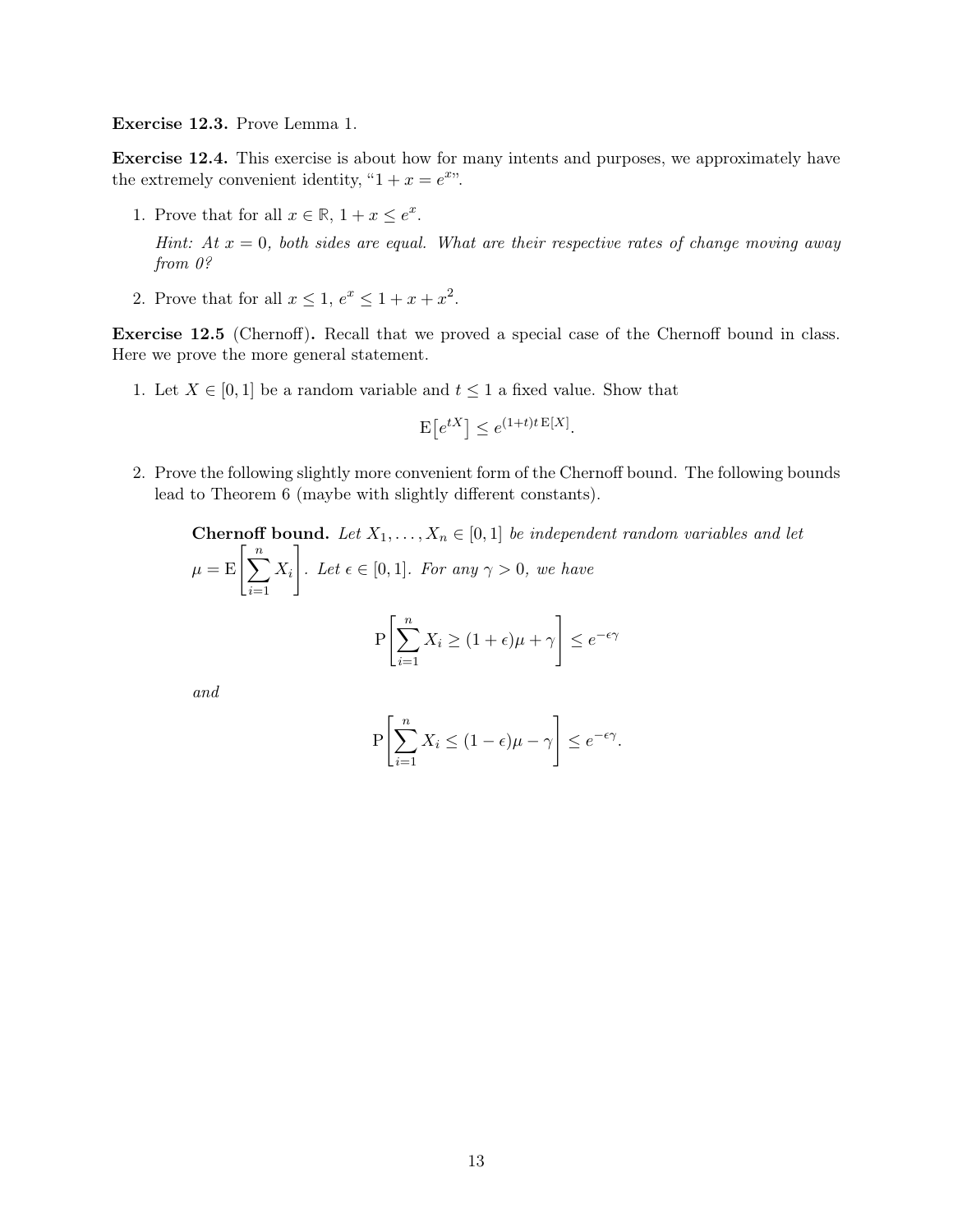**Exercise 12.3.** Prove Lemma 1.

**Exercise 12.4.** This exercise is about how for many intents and purposes, we approximately have the extremely convenient identity, "$1 + x = e^x$".

1. Prove that for all $x \in \mathbb{R}$, $1 + x \leq e^x$.

   *Hint: At $x = 0$, both sides are equal. What are their respective rates of change moving away from 0?*

2. Prove that for all $x \leq 1$, $e^x \leq 1 + x + x^2$.

**Exercise 12.5** (Chernoff)**.** Recall that we proved a special case of the Chernoff bound in class. Here we prove the more general statement.

1. Let $X \in [0, 1]$ be a random variable and $t \leq 1$ a fixed value. Show that

$$\mathrm{E}\left[e^{tX}\right] \leq e^{(1+t)t\,\mathrm{E}[X]}.$$

2. Prove the following slightly more convenient form of the Chernoff bound. The following bounds lead to Theorem 6 (maybe with slightly different constants).

   **Chernoff bound.** *Let $X_1, \ldots, X_n \in [0, 1]$ be independent random variables and let $\mu = \mathrm{E}\left[\sum_{i=1}^{n} X_i\right]$. Let $\epsilon \in [0, 1]$. For any $\gamma > 0$, we have*

$$\mathrm{P}\left[\sum_{i=1}^{n} X_i \geq (1 + \epsilon)\mu + \gamma\right] \leq e^{-\epsilon\gamma}$$

   *and*

$$\mathrm{P}\left[\sum_{i=1}^{n} X_i \leq (1 - \epsilon)\mu - \gamma\right] \leq e^{-\epsilon\gamma}.$$